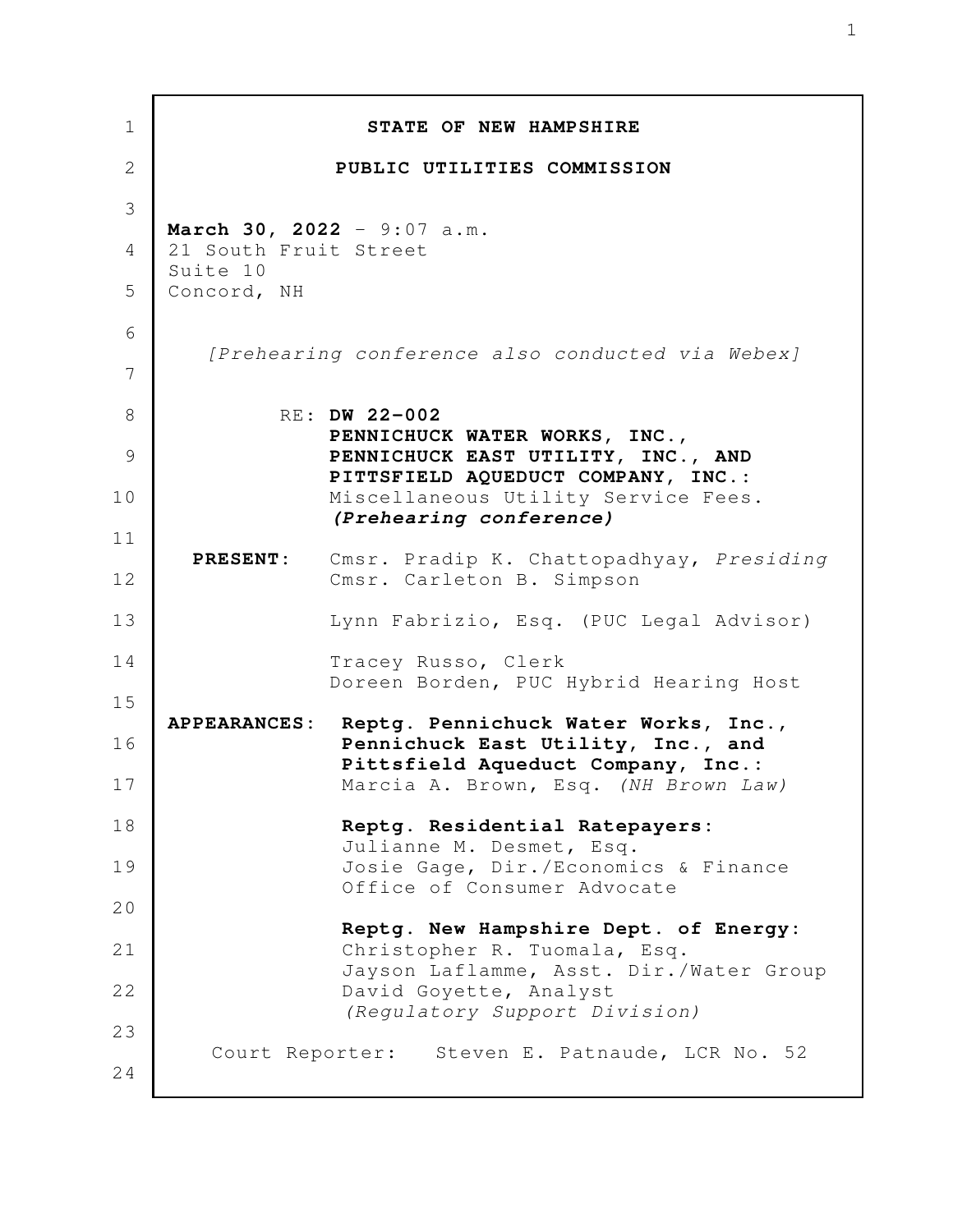**STATE OF NEW HAMPSHIRE**

**PUBLIC UTILITIES COMMISSION**

**March 30, 2022** - 9:07 a.m.
21 South Fruit Street
Suite 10
Concord, NH

*[Prehearing conference also conducted via Webex]*

RE: **DW 22-002**
**PENNICHUCK WATER WORKS, INC., PENNICHUCK EAST UTILITY, INC., AND PITTSFIELD AQUEDUCT COMPANY, INC.:**
Miscellaneous Utility Service Fees.
***(Prehearing conference)***

**PRESENT:** Cmsr. Pradip K. Chattopadhyay, *Presiding*
Cmsr. Carleton B. Simpson

Lynn Fabrizio, Esq. (PUC Legal Advisor)

Tracey Russo, Clerk
Doreen Borden, PUC Hybrid Hearing Host

**APPEARANCES:** **Reptg. Pennichuck Water Works, Inc., Pennichuck East Utility, Inc., and Pittsfield Aqueduct Company, Inc.:**
Marcia A. Brown, Esq. *(NH Brown Law)*

**Reptg. Residential Ratepayers:**
Julianne M. Desmet, Esq.
Josie Gage, Dir./Economics & Finance
Office of Consumer Advocate

**Reptg. New Hampshire Dept. of Energy:**
Christopher R. Tuomala, Esq.
Jayson Laflamme, Asst. Dir./Water Group
David Goyette, Analyst
*(Regulatory Support Division)*

Court Reporter: Steven E. Patnaude, LCR No. 52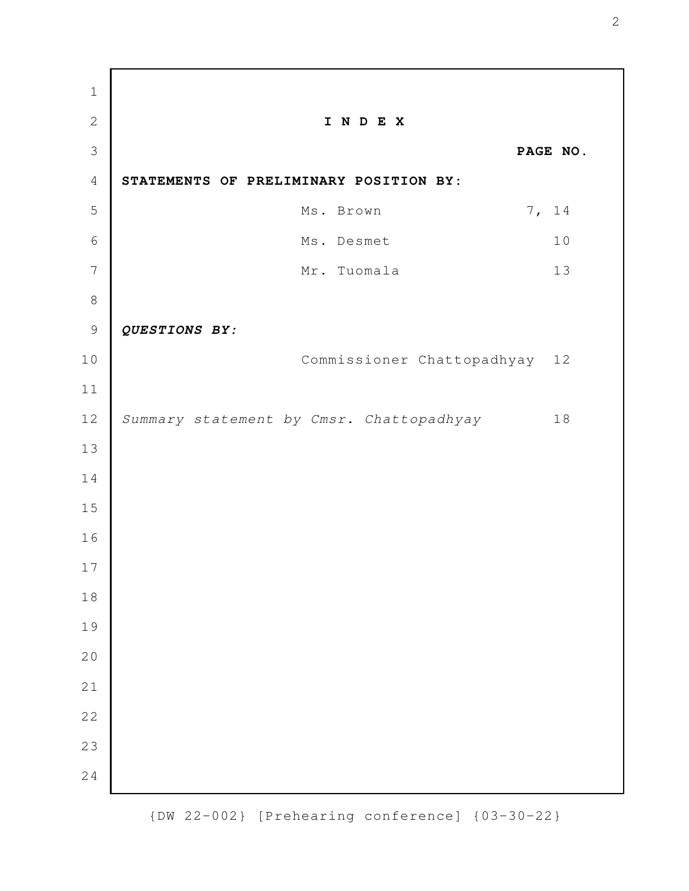# I N D E X

| | PAGE NO. |
|---|---|
| **STATEMENTS OF PRELIMINARY POSITION BY:** | |
| Ms. Brown | 7, 14 |
| Ms. Desmet | 10 |
| Mr. Tuomala | 13 |
| ***QUESTIONS BY:*** | |
| Commissioner Chattopadhyay | 12 |
| *Summary statement by Cmsr. Chattopadhyay* | 18 |

{DW 22-002} [Prehearing conference] {03-30-22}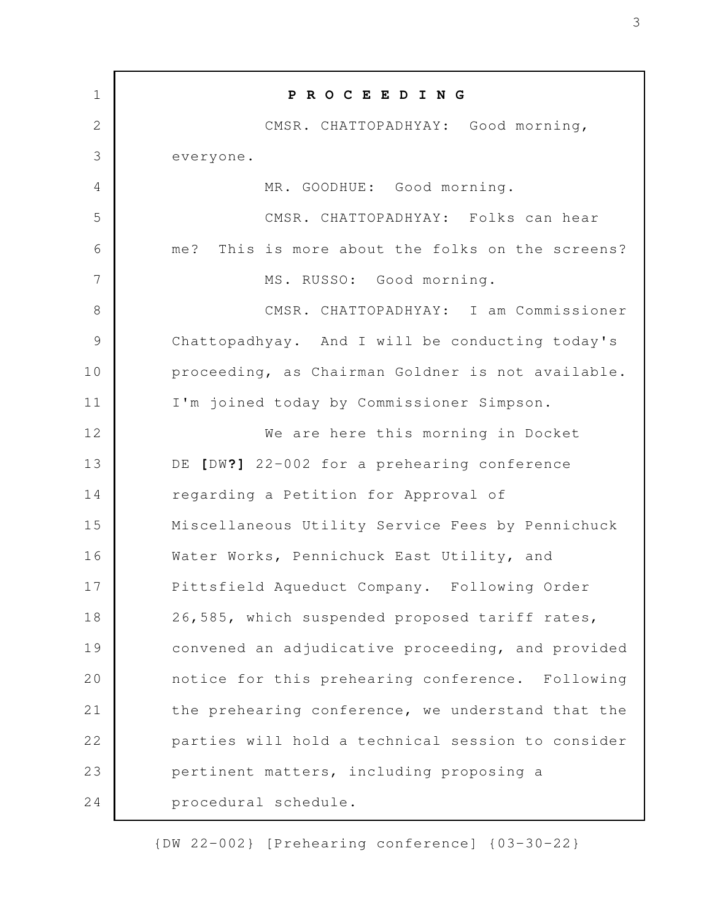**P R O C E E D I N G**

CMSR. CHATTOPADHYAY: Good morning, everyone.

MR. GOODHUE: Good morning.

CMSR. CHATTOPADHYAY: Folks can hear me? This is more about the folks on the screens?

MS. RUSSO: Good morning.

CMSR. CHATTOPADHYAY: I am Commissioner Chattopadhyay. And I will be conducting today's proceeding, as Chairman Goldner is not available. I'm joined today by Commissioner Simpson.

We are here this morning in Docket DE **[**DW**?]** 22-002 for a prehearing conference regarding a Petition for Approval of Miscellaneous Utility Service Fees by Pennichuck Water Works, Pennichuck East Utility, and Pittsfield Aqueduct Company. Following Order 26,585, which suspended proposed tariff rates, convened an adjudicative proceeding, and provided notice for this prehearing conference. Following the prehearing conference, we understand that the parties will hold a technical session to consider pertinent matters, including proposing a procedural schedule.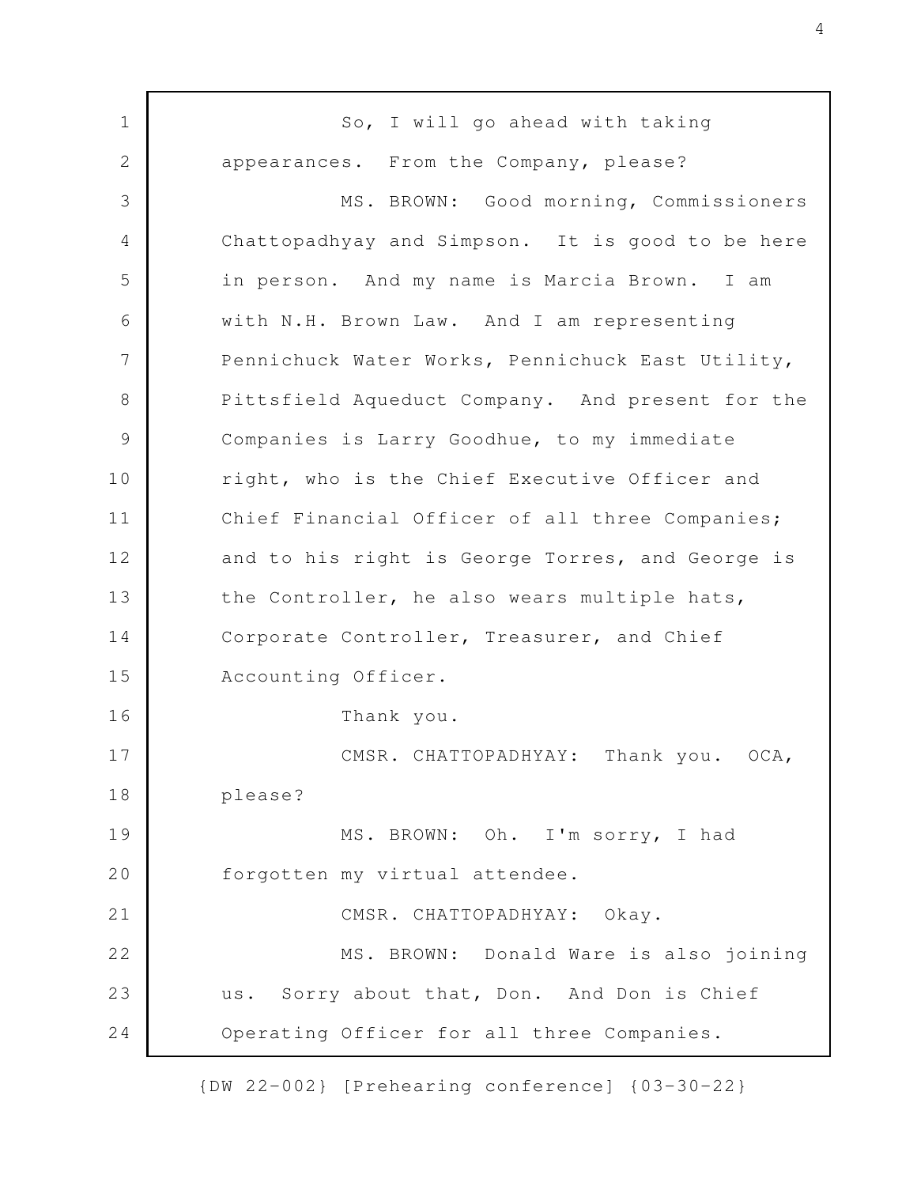So, I will go ahead with taking appearances. From the Company, please?

MS. BROWN: Good morning, Commissioners Chattopadhyay and Simpson. It is good to be here in person. And my name is Marcia Brown. I am with N.H. Brown Law. And I am representing Pennichuck Water Works, Pennichuck East Utility, Pittsfield Aqueduct Company. And present for the Companies is Larry Goodhue, to my immediate right, who is the Chief Executive Officer and Chief Financial Officer of all three Companies; and to his right is George Torres, and George is the Controller, he also wears multiple hats, Corporate Controller, Treasurer, and Chief Accounting Officer.

Thank you.

CMSR. CHATTOPADHYAY: Thank you. OCA, please?

MS. BROWN: Oh. I'm sorry, I had forgotten my virtual attendee.

CMSR. CHATTOPADHYAY: Okay.

MS. BROWN: Donald Ware is also joining us. Sorry about that, Don. And Don is Chief Operating Officer for all three Companies.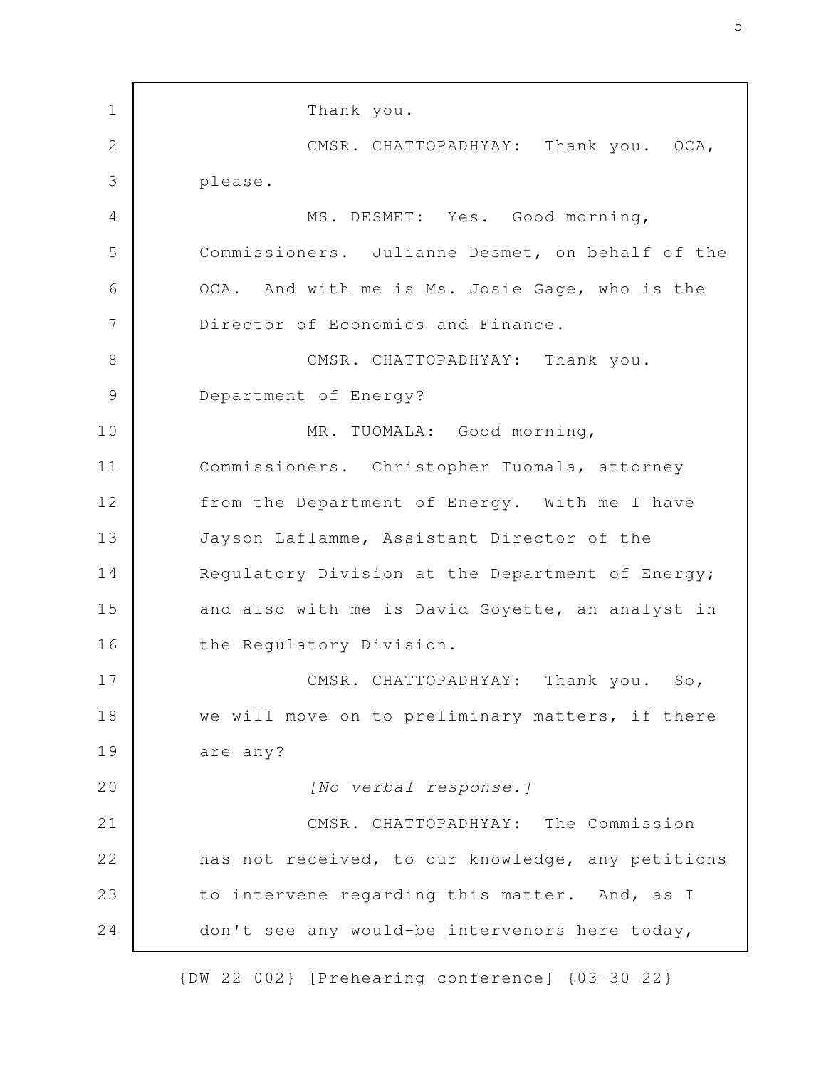Thank you.

CMSR. CHATTOPADHYAY: Thank you. OCA, please.

MS. DESMET: Yes. Good morning, Commissioners. Julianne Desmet, on behalf of the OCA. And with me is Ms. Josie Gage, who is the Director of Economics and Finance.

CMSR. CHATTOPADHYAY: Thank you. Department of Energy?

MR. TUOMALA: Good morning, Commissioners. Christopher Tuomala, attorney from the Department of Energy. With me I have Jayson Laflamme, Assistant Director of the Regulatory Division at the Department of Energy; and also with me is David Goyette, an analyst in the Regulatory Division.

CMSR. CHATTOPADHYAY: Thank you. So, we will move on to preliminary matters, if there are any?

*[No verbal response.]*

CMSR. CHATTOPADHYAY: The Commission has not received, to our knowledge, any petitions to intervene regarding this matter. And, as I don't see any would-be intervenors here today,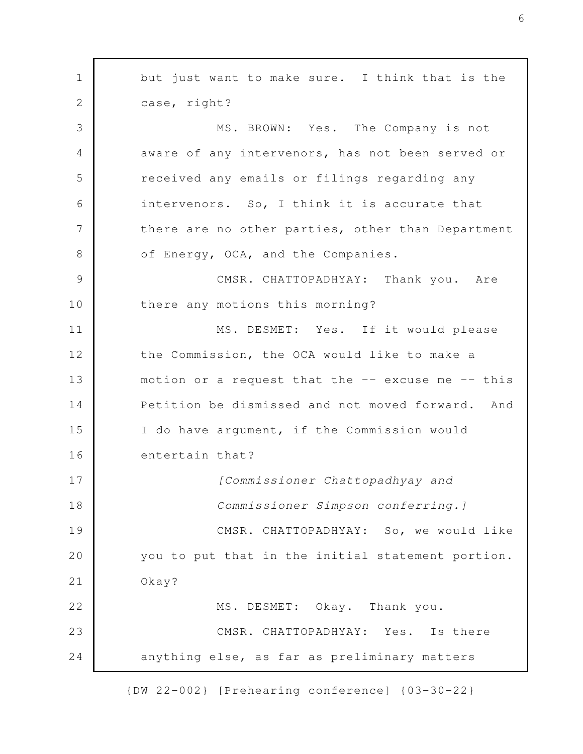but just want to make sure. I think that is the case, right?

MS. BROWN: Yes. The Company is not aware of any intervenors, has not been served or received any emails or filings regarding any intervenors. So, I think it is accurate that there are no other parties, other than Department of Energy, OCA, and the Companies.

CMSR. CHATTOPADHYAY: Thank you. Are there any motions this morning?

MS. DESMET: Yes. If it would please the Commission, the OCA would like to make a motion or a request that the -- excuse me -- this Petition be dismissed and not moved forward. And I do have argument, if the Commission would entertain that?

*[Commissioner Chattopadhyay and Commissioner Simpson conferring.]*

CMSR. CHATTOPADHYAY: So, we would like you to put that in the initial statement portion. Okay?

MS. DESMET: Okay. Thank you.

CMSR. CHATTOPADHYAY: Yes. Is there anything else, as far as preliminary matters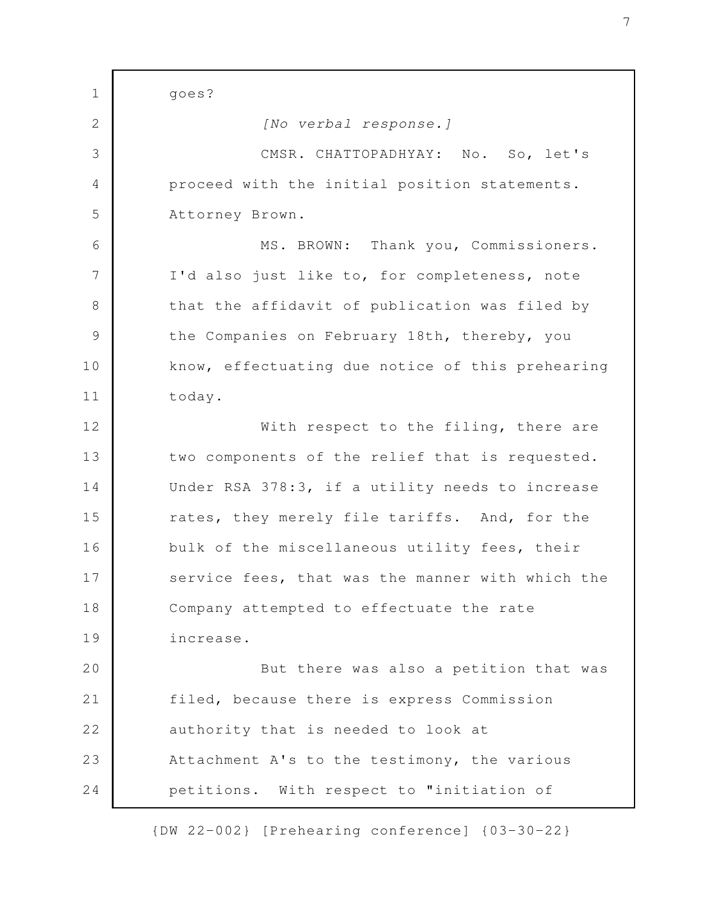goes?

*[No verbal response.]*

CMSR. CHATTOPADHYAY: No. So, let's proceed with the initial position statements. Attorney Brown.

MS. BROWN: Thank you, Commissioners. I'd also just like to, for completeness, note that the affidavit of publication was filed by the Companies on February 18th, thereby, you know, effectuating due notice of this prehearing today.

With respect to the filing, there are two components of the relief that is requested. Under RSA 378:3, if a utility needs to increase rates, they merely file tariffs. And, for the bulk of the miscellaneous utility fees, their service fees, that was the manner with which the Company attempted to effectuate the rate increase.

But there was also a petition that was filed, because there is express Commission authority that is needed to look at Attachment A's to the testimony, the various petitions. With respect to "initiation of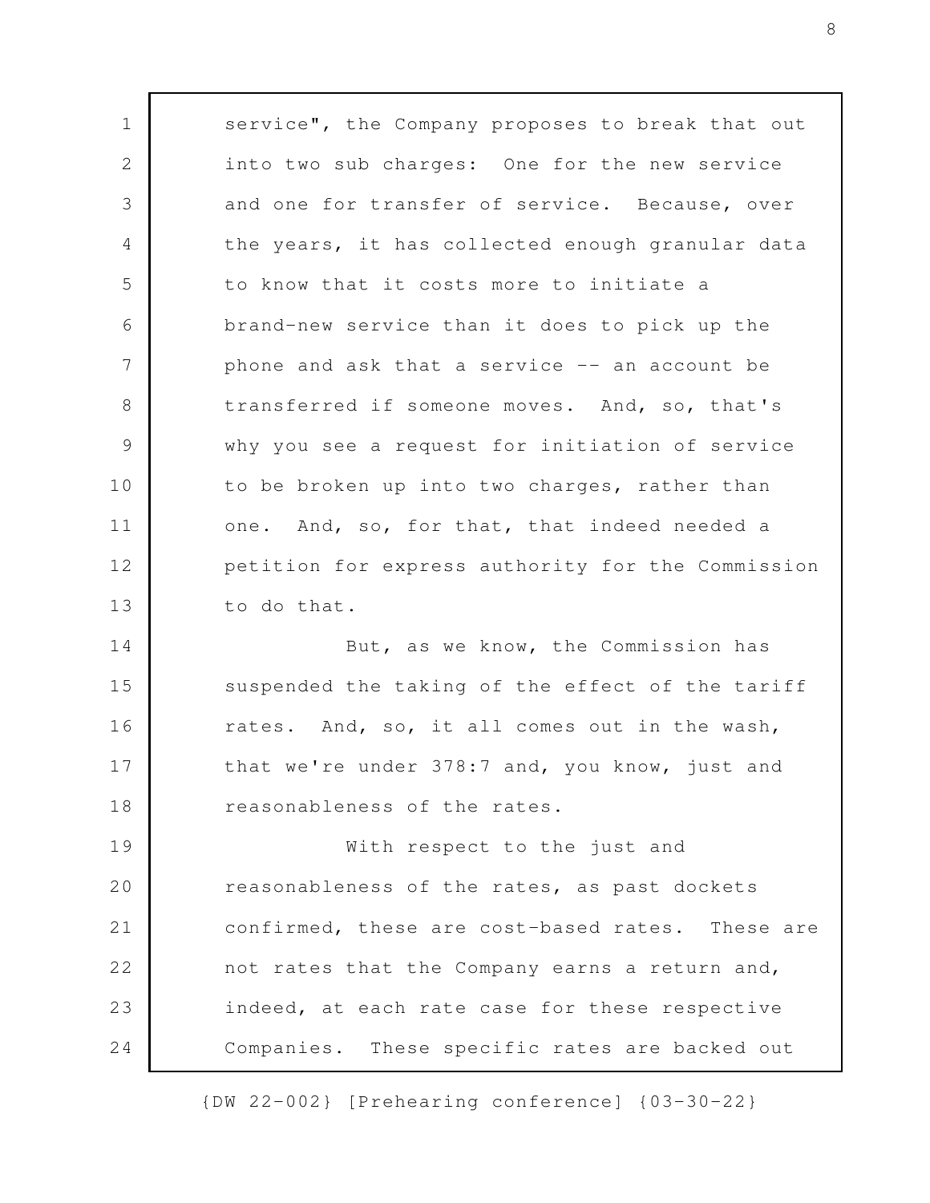service", the Company proposes to break that out into two sub charges: One for the new service and one for transfer of service. Because, over the years, it has collected enough granular data to know that it costs more to initiate a brand-new service than it does to pick up the phone and ask that a service -- an account be transferred if someone moves. And, so, that's why you see a request for initiation of service to be broken up into two charges, rather than one. And, so, for that, that indeed needed a petition for express authority for the Commission to do that.

But, as we know, the Commission has suspended the taking of the effect of the tariff rates. And, so, it all comes out in the wash, that we're under 378:7 and, you know, just and reasonableness of the rates.

With respect to the just and reasonableness of the rates, as past dockets confirmed, these are cost-based rates. These are not rates that the Company earns a return and, indeed, at each rate case for these respective Companies. These specific rates are backed out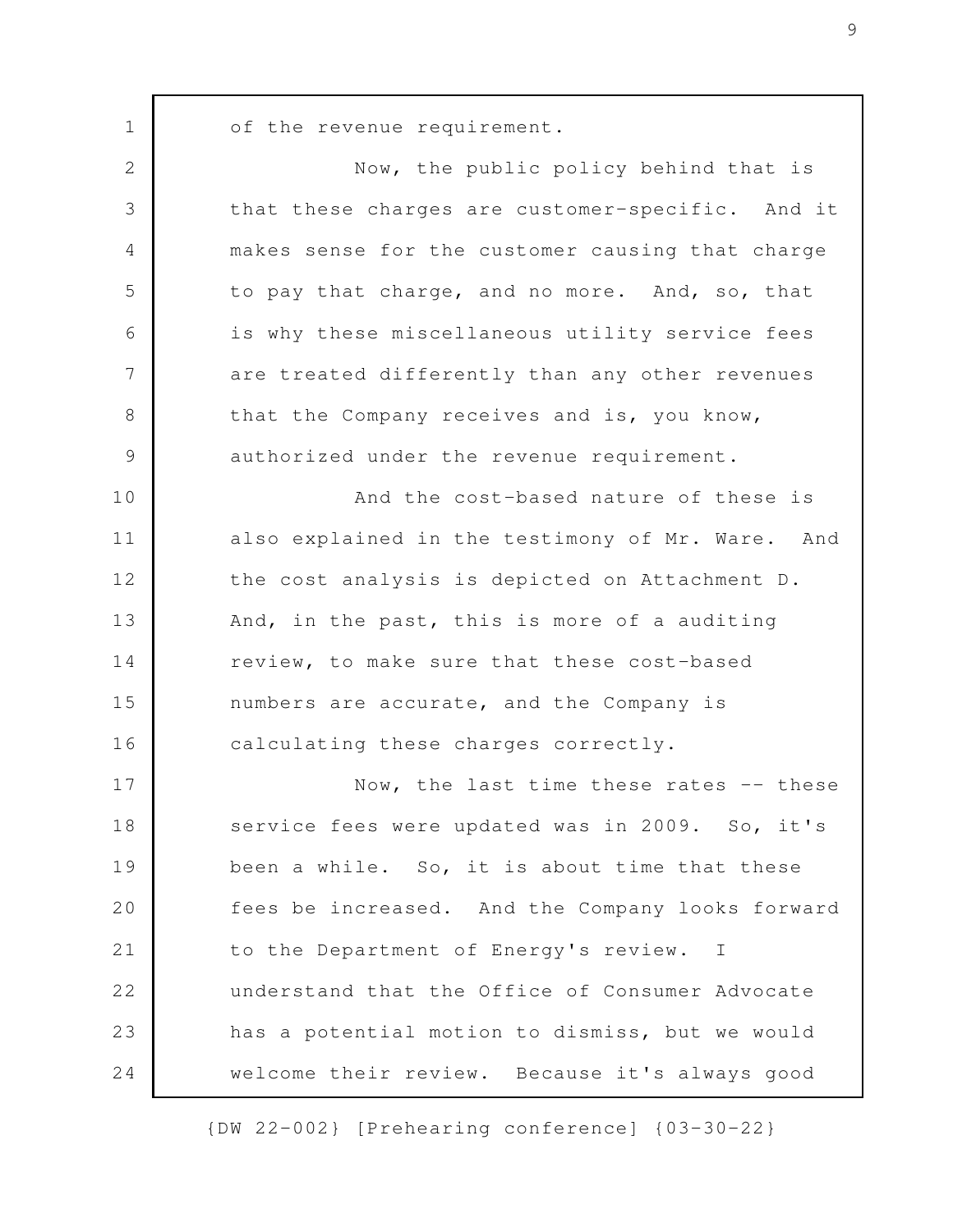of the revenue requirement.

Now, the public policy behind that is that these charges are customer-specific. And it makes sense for the customer causing that charge to pay that charge, and no more. And, so, that is why these miscellaneous utility service fees are treated differently than any other revenues that the Company receives and is, you know, authorized under the revenue requirement.

And the cost-based nature of these is also explained in the testimony of Mr. Ware. And the cost analysis is depicted on Attachment D. And, in the past, this is more of a auditing review, to make sure that these cost-based numbers are accurate, and the Company is calculating these charges correctly.

Now, the last time these rates -- these service fees were updated was in 2009. So, it's been a while. So, it is about time that these fees be increased. And the Company looks forward to the Department of Energy's review. I understand that the Office of Consumer Advocate has a potential motion to dismiss, but we would welcome their review. Because it's always good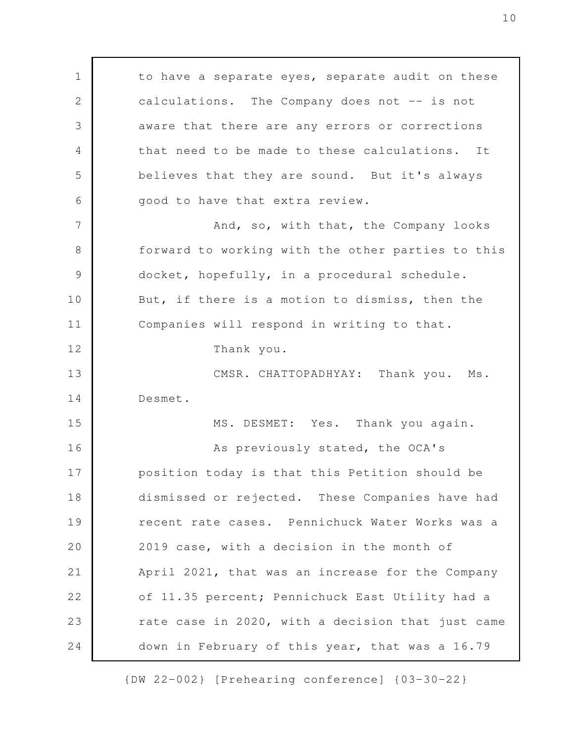to have a separate eyes, separate audit on these calculations. The Company does not -- is not aware that there are any errors or corrections that need to be made to these calculations. It believes that they are sound. But it's always good to have that extra review.

And, so, with that, the Company looks forward to working with the other parties to this docket, hopefully, in a procedural schedule. But, if there is a motion to dismiss, then the Companies will respond in writing to that.

Thank you.

CMSR. CHATTOPADHYAY: Thank you. Ms. Desmet.

MS. DESMET: Yes. Thank you again.

As previously stated, the OCA's position today is that this Petition should be dismissed or rejected. These Companies have had recent rate cases. Pennichuck Water Works was a 2019 case, with a decision in the month of April 2021, that was an increase for the Company of 11.35 percent; Pennichuck East Utility had a rate case in 2020, with a decision that just came down in February of this year, that was a 16.79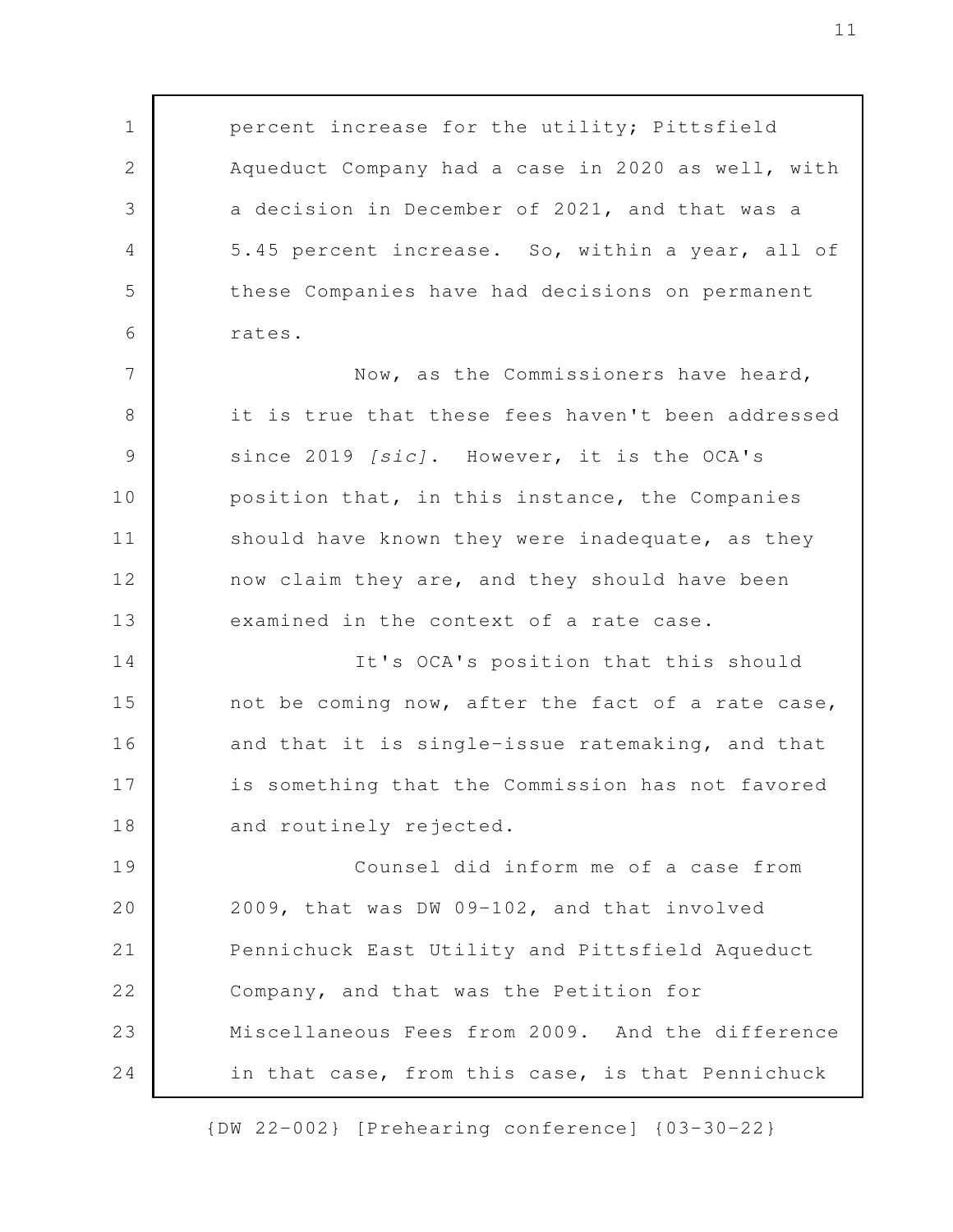percent increase for the utility; Pittsfield Aqueduct Company had a case in 2020 as well, with a decision in December of 2021, and that was a 5.45 percent increase. So, within a year, all of these Companies have had decisions on permanent rates.

Now, as the Commissioners have heard, it is true that these fees haven't been addressed since 2019 *[sic]*. However, it is the OCA's position that, in this instance, the Companies should have known they were inadequate, as they now claim they are, and they should have been examined in the context of a rate case.

It's OCA's position that this should not be coming now, after the fact of a rate case, and that it is single-issue ratemaking, and that is something that the Commission has not favored and routinely rejected.

Counsel did inform me of a case from 2009, that was DW 09-102, and that involved Pennichuck East Utility and Pittsfield Aqueduct Company, and that was the Petition for Miscellaneous Fees from 2009. And the difference in that case, from this case, is that Pennichuck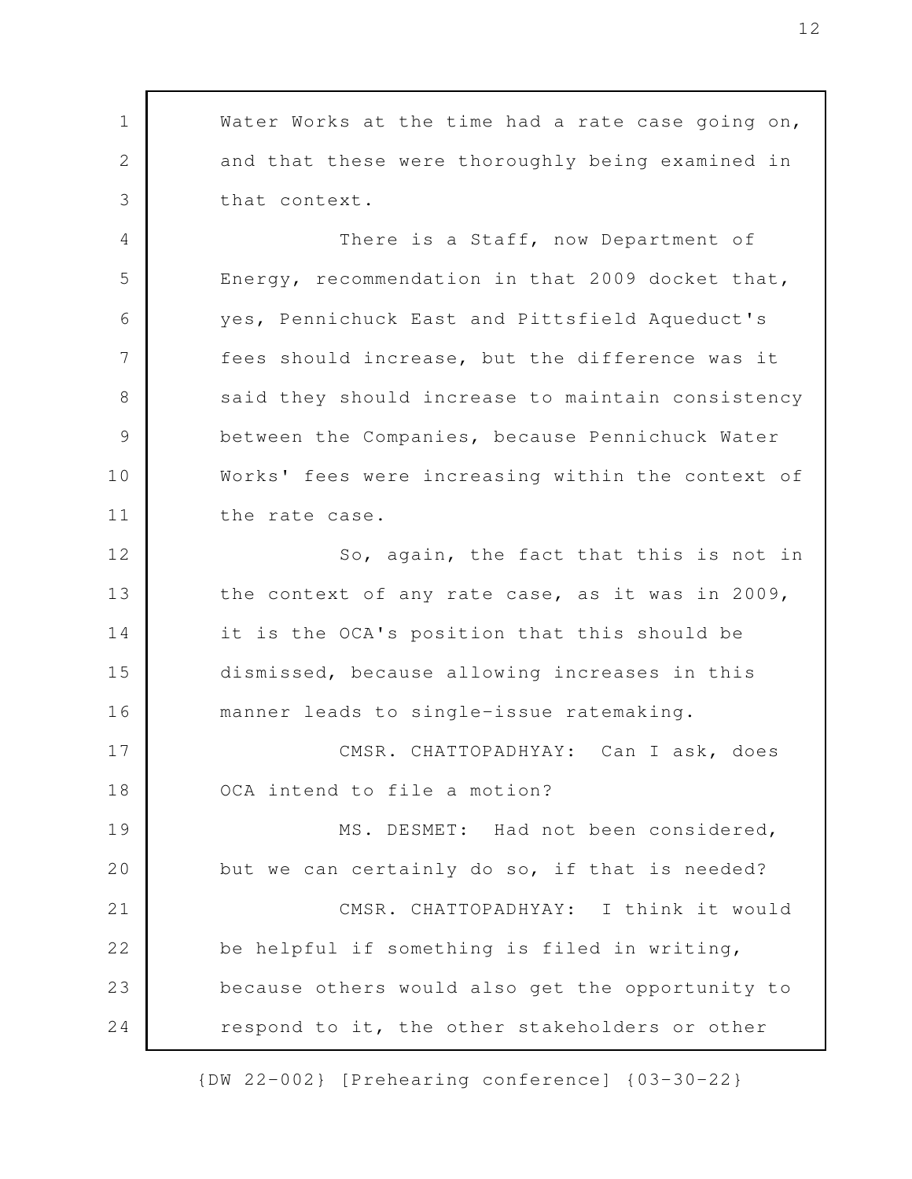Water Works at the time had a rate case going on, and that these were thoroughly being examined in that context.

There is a Staff, now Department of Energy, recommendation in that 2009 docket that, yes, Pennichuck East and Pittsfield Aqueduct's fees should increase, but the difference was it said they should increase to maintain consistency between the Companies, because Pennichuck Water Works' fees were increasing within the context of the rate case.

So, again, the fact that this is not in the context of any rate case, as it was in 2009, it is the OCA's position that this should be dismissed, because allowing increases in this manner leads to single-issue ratemaking.

CMSR. CHATTOPADHYAY: Can I ask, does OCA intend to file a motion?

MS. DESMET: Had not been considered, but we can certainly do so, if that is needed?

CMSR. CHATTOPADHYAY: I think it would be helpful if something is filed in writing, because others would also get the opportunity to respond to it, the other stakeholders or other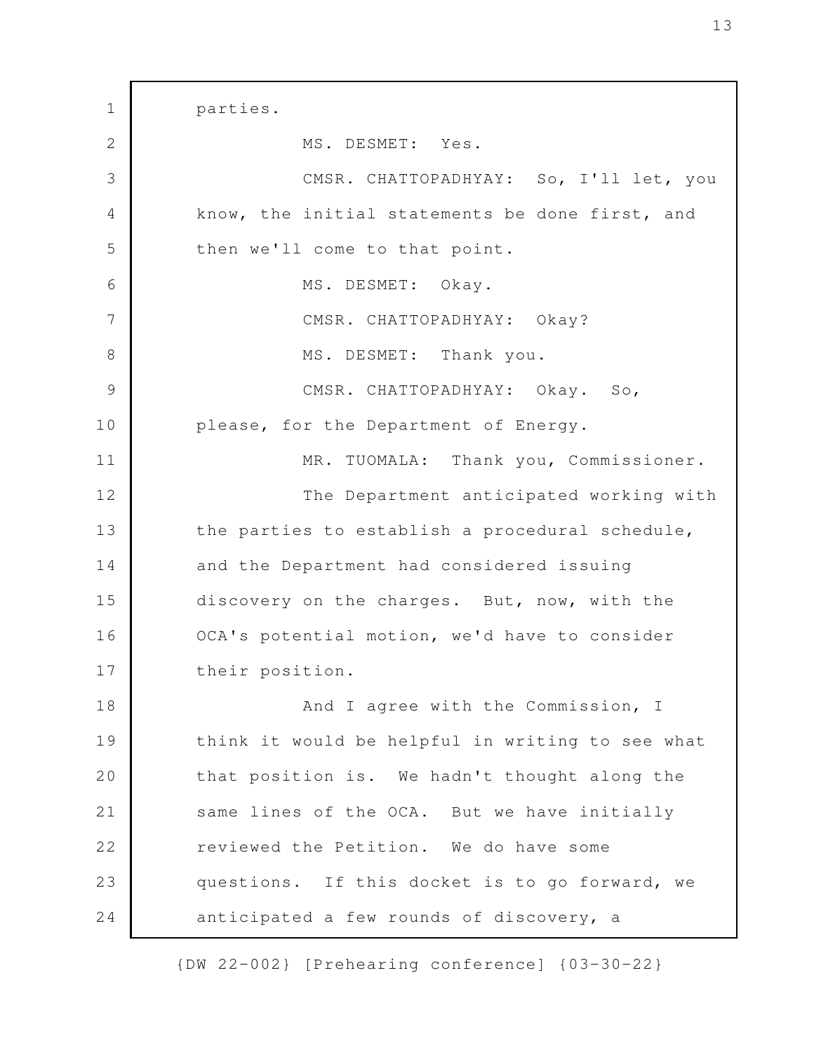parties.

MS. DESMET: Yes.

CMSR. CHATTOPADHYAY: So, I'll let, you know, the initial statements be done first, and then we'll come to that point.

MS. DESMET: Okay.

CMSR. CHATTOPADHYAY: Okay?

MS. DESMET: Thank you.

CMSR. CHATTOPADHYAY: Okay. So, please, for the Department of Energy.

MR. TUOMALA: Thank you, Commissioner.

The Department anticipated working with the parties to establish a procedural schedule, and the Department had considered issuing discovery on the charges. But, now, with the OCA's potential motion, we'd have to consider their position.

And I agree with the Commission, I think it would be helpful in writing to see what that position is. We hadn't thought along the same lines of the OCA. But we have initially reviewed the Petition. We do have some questions. If this docket is to go forward, we anticipated a few rounds of discovery, a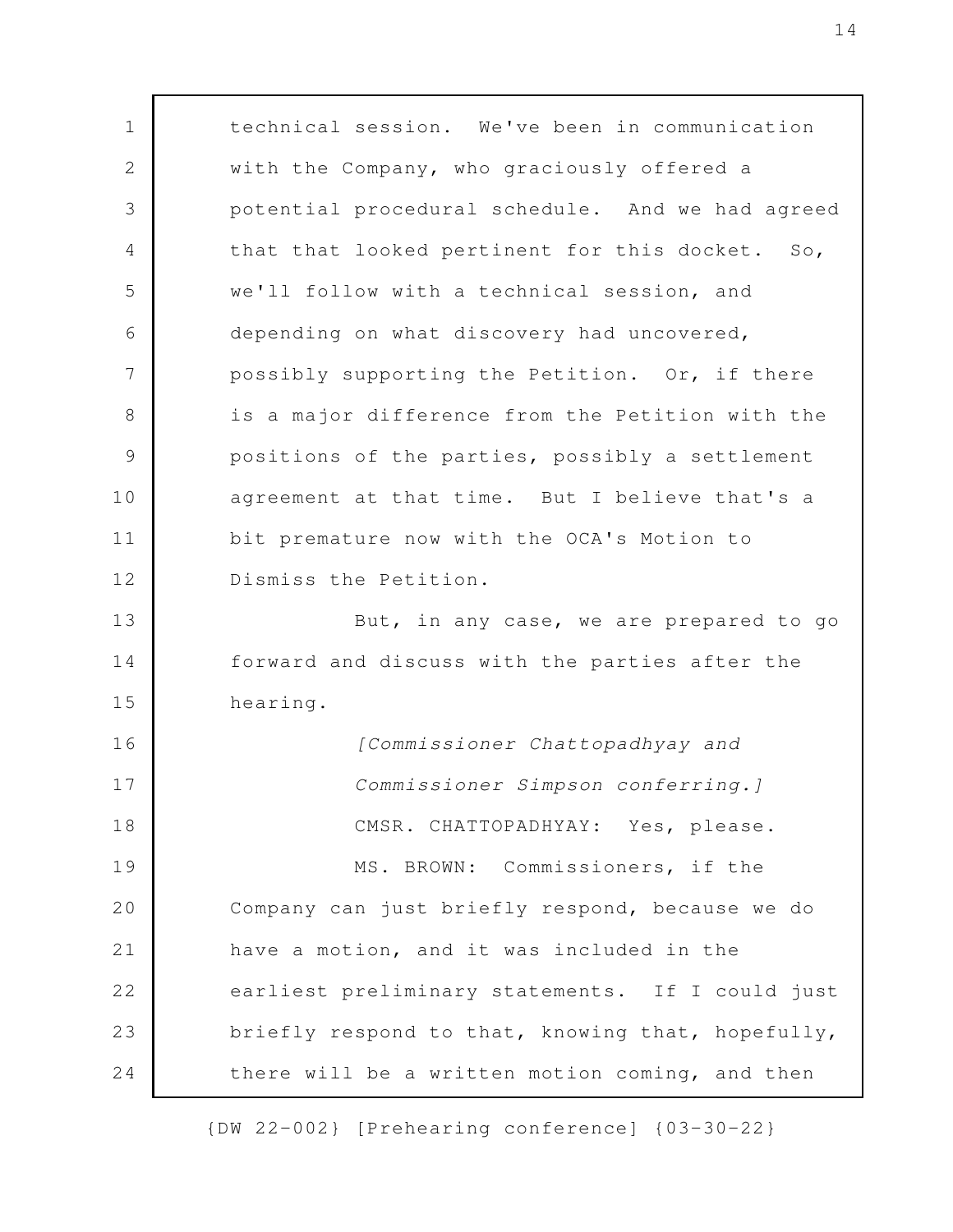technical session. We've been in communication with the Company, who graciously offered a potential procedural schedule. And we had agreed that that looked pertinent for this docket. So, we'll follow with a technical session, and depending on what discovery had uncovered, possibly supporting the Petition. Or, if there is a major difference from the Petition with the positions of the parties, possibly a settlement agreement at that time. But I believe that's a bit premature now with the OCA's Motion to Dismiss the Petition.

But, in any case, we are prepared to go forward and discuss with the parties after the hearing.

*[Commissioner Chattopadhyay and Commissioner Simpson conferring.]*

CMSR. CHATTOPADHYAY: Yes, please.

MS. BROWN: Commissioners, if the Company can just briefly respond, because we do have a motion, and it was included in the earliest preliminary statements. If I could just briefly respond to that, knowing that, hopefully, there will be a written motion coming, and then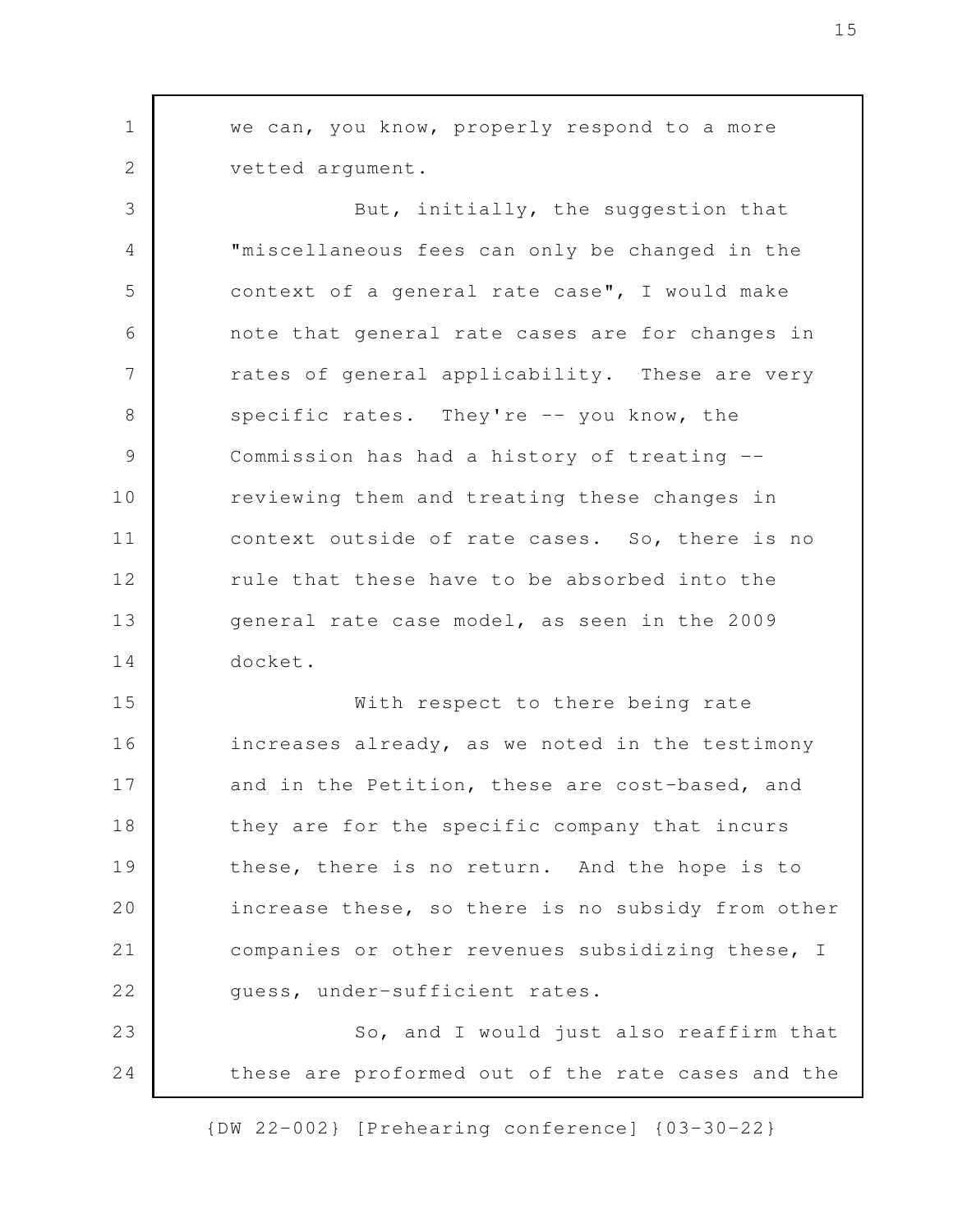we can, you know, properly respond to a more vetted argument.

But, initially, the suggestion that "miscellaneous fees can only be changed in the context of a general rate case", I would make note that general rate cases are for changes in rates of general applicability. These are very specific rates. They're -- you know, the Commission has had a history of treating -- reviewing them and treating these changes in context outside of rate cases. So, there is no rule that these have to be absorbed into the general rate case model, as seen in the 2009 docket.

With respect to there being rate increases already, as we noted in the testimony and in the Petition, these are cost-based, and they are for the specific company that incurs these, there is no return. And the hope is to increase these, so there is no subsidy from other companies or other revenues subsidizing these, I guess, under-sufficient rates.

So, and I would just also reaffirm that these are proformed out of the rate cases and the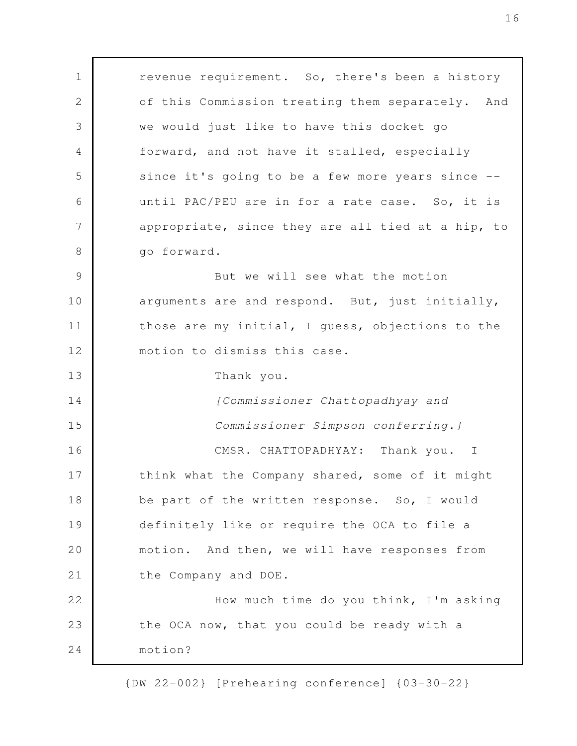revenue requirement. So, there's been a history of this Commission treating them separately. And we would just like to have this docket go forward, and not have it stalled, especially since it's going to be a few more years since -- until PAC/PEU are in for a rate case. So, it is appropriate, since they are all tied at a hip, to go forward.

But we will see what the motion arguments are and respond. But, just initially, those are my initial, I guess, objections to the motion to dismiss this case.

Thank you.

*[Commissioner Chattopadhyay and Commissioner Simpson conferring.]*

CMSR. CHATTOPADHYAY: Thank you. I think what the Company shared, some of it might be part of the written response. So, I would definitely like or require the OCA to file a motion. And then, we will have responses from the Company and DOE.

How much time do you think, I'm asking the OCA now, that you could be ready with a motion?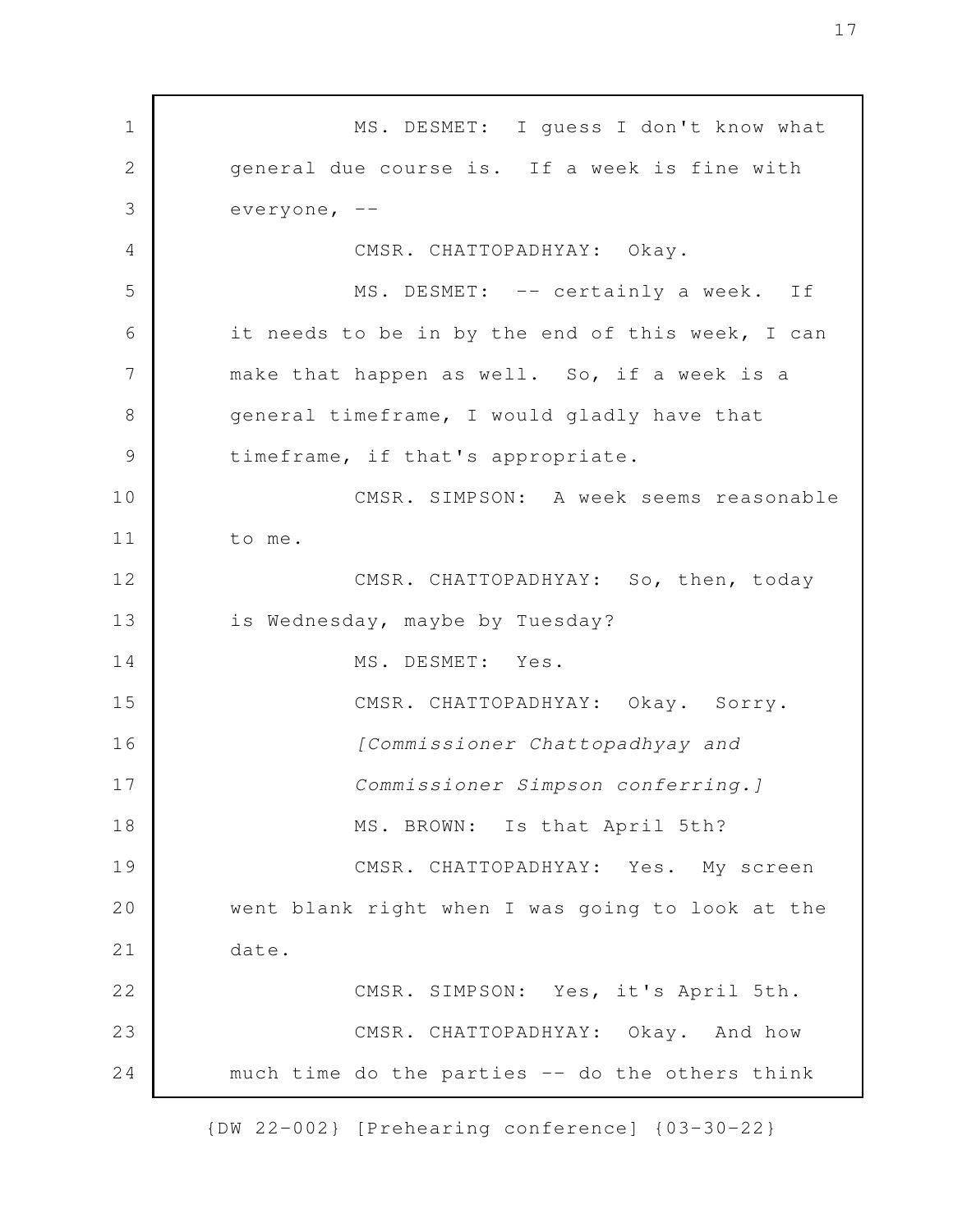MS. DESMET: I guess I don't know what general due course is. If a week is fine with everyone, --

CMSR. CHATTOPADHYAY: Okay.

MS. DESMET: -- certainly a week. If it needs to be in by the end of this week, I can make that happen as well. So, if a week is a general timeframe, I would gladly have that timeframe, if that's appropriate.

CMSR. SIMPSON: A week seems reasonable to me.

CMSR. CHATTOPADHYAY: So, then, today is Wednesday, maybe by Tuesday?

MS. DESMET: Yes.

CMSR. CHATTOPADHYAY: Okay. Sorry.

*[Commissioner Chattopadhyay and Commissioner Simpson conferring.]*

MS. BROWN: Is that April 5th?

CMSR. CHATTOPADHYAY: Yes. My screen went blank right when I was going to look at the date.

CMSR. SIMPSON: Yes, it's April 5th.

CMSR. CHATTOPADHYAY: Okay. And how much time do the parties -- do the others think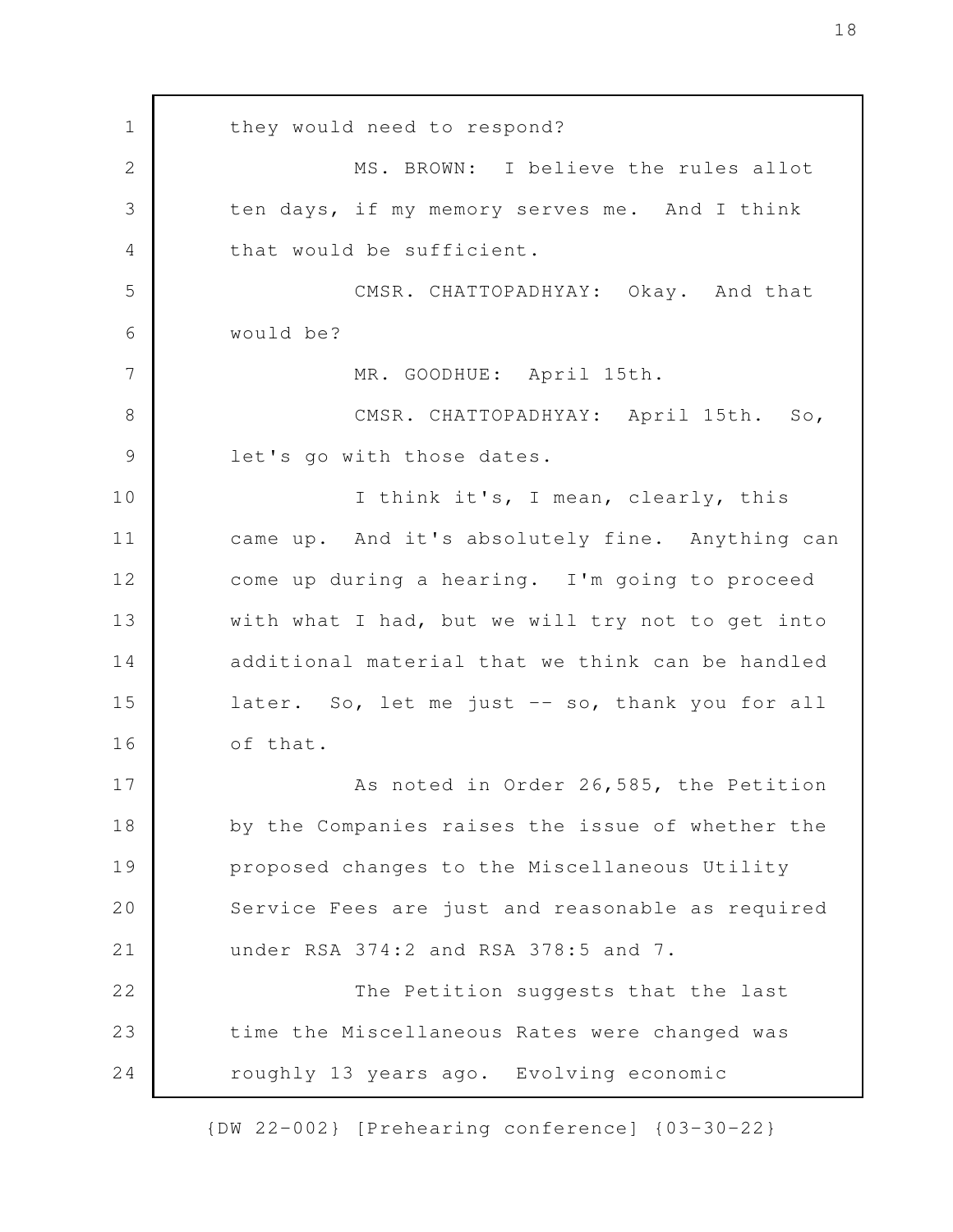they would need to respond?

MS. BROWN: I believe the rules allot ten days, if my memory serves me. And I think that would be sufficient.

CMSR. CHATTOPADHYAY: Okay. And that would be?

MR. GOODHUE: April 15th.

CMSR. CHATTOPADHYAY: April 15th. So, let's go with those dates.

I think it's, I mean, clearly, this came up. And it's absolutely fine. Anything can come up during a hearing. I'm going to proceed with what I had, but we will try not to get into additional material that we think can be handled later. So, let me just -- so, thank you for all of that.

As noted in Order 26,585, the Petition by the Companies raises the issue of whether the proposed changes to the Miscellaneous Utility Service Fees are just and reasonable as required under RSA 374:2 and RSA 378:5 and 7.

The Petition suggests that the last time the Miscellaneous Rates were changed was roughly 13 years ago. Evolving economic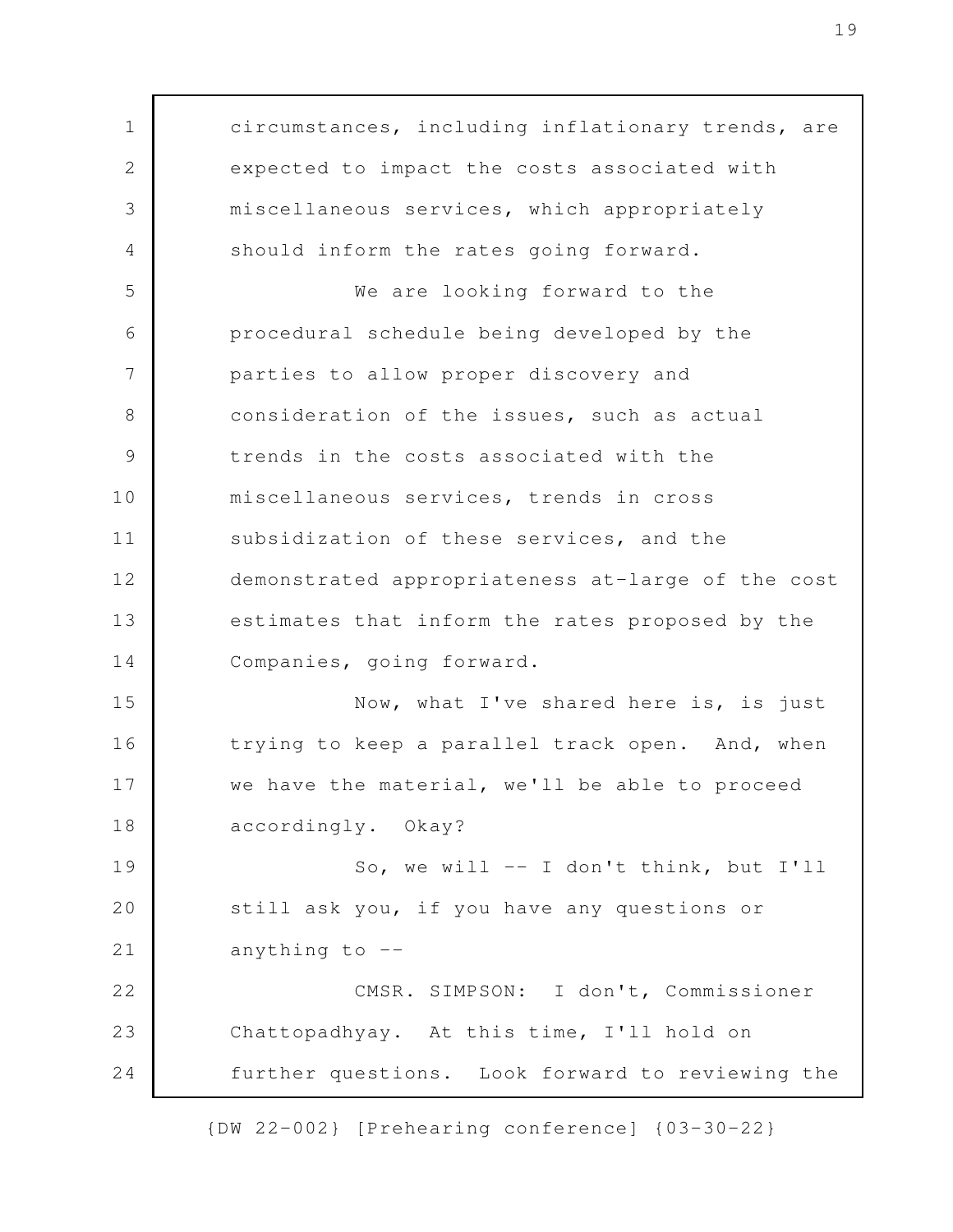circumstances, including inflationary trends, are expected to impact the costs associated with miscellaneous services, which appropriately should inform the rates going forward.

We are looking forward to the procedural schedule being developed by the parties to allow proper discovery and consideration of the issues, such as actual trends in the costs associated with the miscellaneous services, trends in cross subsidization of these services, and the demonstrated appropriateness at-large of the cost estimates that inform the rates proposed by the Companies, going forward.

Now, what I've shared here is, is just trying to keep a parallel track open. And, when we have the material, we'll be able to proceed accordingly. Okay?

So, we will -- I don't think, but I'll still ask you, if you have any questions or anything to --

CMSR. SIMPSON: I don't, Commissioner Chattopadhyay. At this time, I'll hold on further questions. Look forward to reviewing the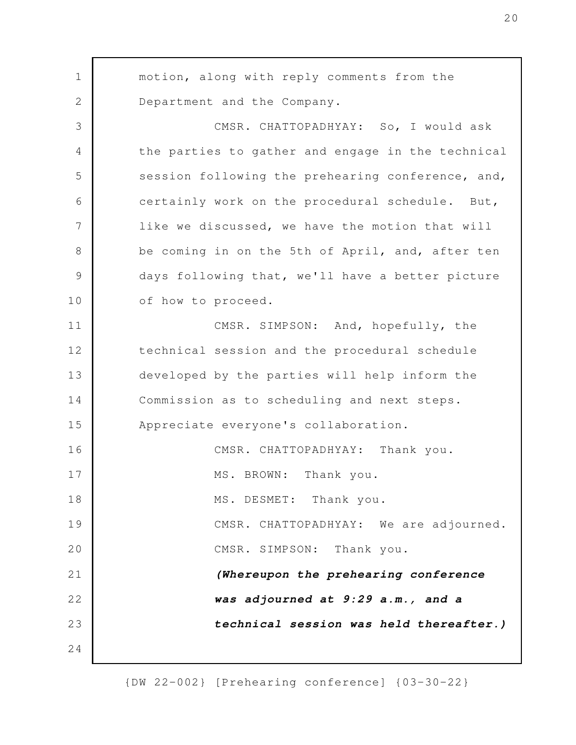motion, along with reply comments from the Department and the Company.

CMSR. CHATTOPADHYAY: So, I would ask the parties to gather and engage in the technical session following the prehearing conference, and, certainly work on the procedural schedule. But, like we discussed, we have the motion that will be coming in on the 5th of April, and, after ten days following that, we'll have a better picture of how to proceed.

CMSR. SIMPSON: And, hopefully, the technical session and the procedural schedule developed by the parties will help inform the Commission as to scheduling and next steps. Appreciate everyone's collaboration.

CMSR. CHATTOPADHYAY: Thank you.

MS. BROWN: Thank you.

MS. DESMET: Thank you.

CMSR. CHATTOPADHYAY: We are adjourned.

CMSR. SIMPSON: Thank you.

***(Whereupon the prehearing conference was adjourned at 9:29 a.m., and a technical session was held thereafter.)***